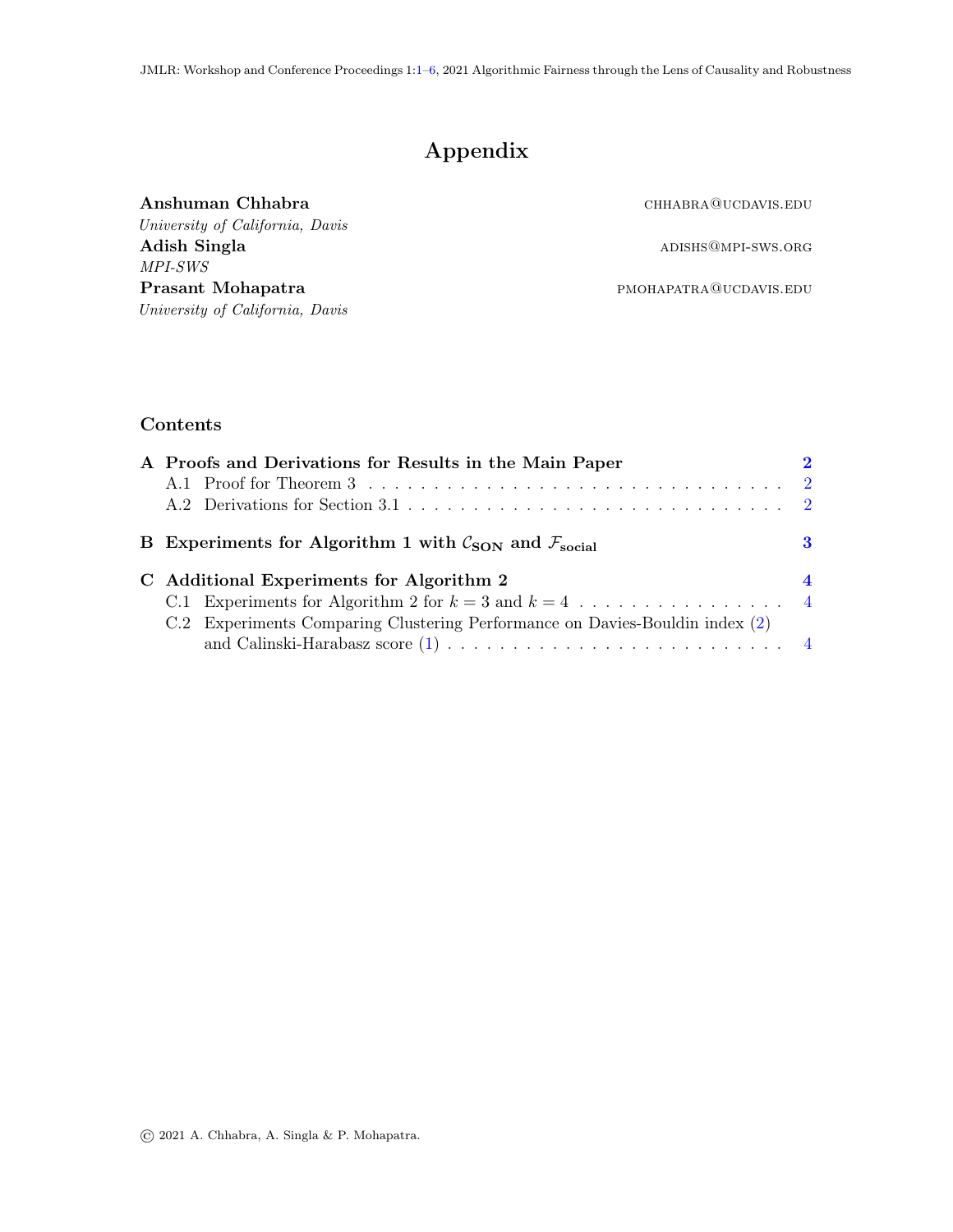# Appendix

**Anshuman Chhabra** CHHABRA@UCDAVIS.EDU
*University of California, Davis*
**Adish Singla** ADISHS@MPI-SWS.ORG
*MPI-SWS*
**Prasant Mohapatra** PMOHAPATRA@UCDAVIS.EDU
*University of California, Davis*

## Contents

**A Proofs and Derivations for Results in the Main Paper** **2**
- A.1 Proof for Theorem 3 . . . . . . . . . . . . . . . . . . . . . . . . . . . . . . . . 2
- A.2 Derivations for Section 3.1 . . . . . . . . . . . . . . . . . . . . . . . . . . . . . 2

**B Experiments for Algorithm 1 with $\mathcal{C}_{\textbf{SON}}$ and $\mathcal{F}_{\textbf{social}}$** **3**

**C Additional Experiments for Algorithm 2** **4**
- C.1 Experiments for Algorithm 2 for $k = 3$ and $k = 4$ . . . . . . . . . . . . . . . . 4
- C.2 Experiments Comparing Clustering Performance on Davies-Bouldin index (2) and Calinski-Harabasz score (1) . . . . . . . . . . . . . . . . . . . . . . . . . . 4

© 2021 A. Chhabra, A. Singla & P. Mohapatra.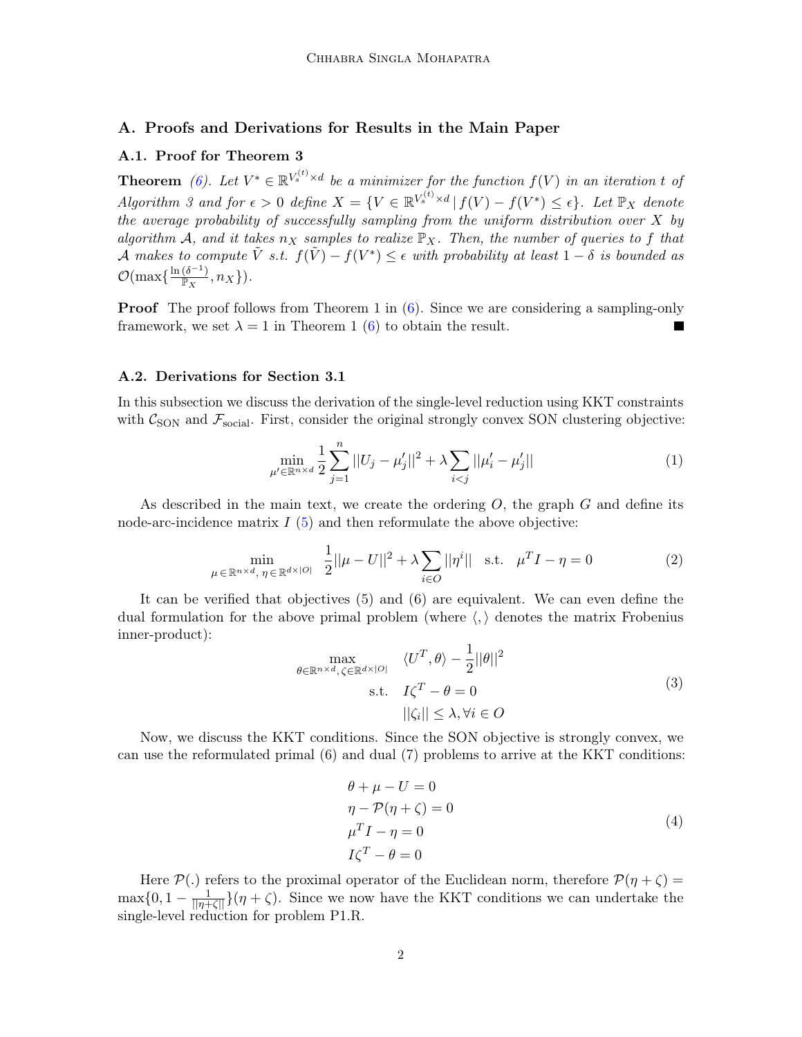## A. Proofs and Derivations for Results in the Main Paper

### A.1. Proof for Theorem 3

**Theorem** *(6). Let $V^* \in \mathbb{R}^{V_s^{(t)} \times d}$ be a minimizer for the function $f(V)$ in an iteration $t$ of Algorithm 3 and for $\epsilon > 0$ define $X = \{V \in \mathbb{R}^{V_s^{(t)} \times d} \,|\, f(V) - f(V^*) \leq \epsilon\}$. Let $\mathbb{P}_X$ denote the average probability of successfully sampling from the uniform distribution over $X$ by algorithm $\mathcal{A}$, and it takes $n_X$ samples to realize $\mathbb{P}_X$. Then, the number of queries to $f$ that $\mathcal{A}$ makes to compute $\tilde{V}$ s.t. $f(\tilde{V}) - f(V^*) \leq \epsilon$ with probability at least $1 - \delta$ is bounded as $\mathcal{O}(\max\{\frac{\ln(\delta^{-1})}{\mathbb{P}_X}, n_X\})$.*

**Proof** The proof follows from Theorem 1 in (6). Since we are considering a sampling-only framework, we set $\lambda = 1$ in Theorem 1 (6) to obtain the result. ■

### A.2. Derivations for Section 3.1

In this subsection we discuss the derivation of the single-level reduction using KKT constraints with $\mathcal{C}_{\text{SON}}$ and $\mathcal{F}_{\text{social}}$. First, consider the original strongly convex SON clustering objective:

$$\min_{\mu' \in \mathbb{R}^{n \times d}} \frac{1}{2} \sum_{j=1}^{n} ||U_j - \mu'_j||^2 + \lambda \sum_{i<j} ||\mu'_i - \mu'_j|| \tag{1}$$

As described in the main text, we create the ordering $O$, the graph $G$ and define its node-arc-incidence matrix $I$ (5) and then reformulate the above objective:

$$\min_{\mu \in \mathbb{R}^{n \times d},\, \eta \in \mathbb{R}^{d \times |O|}} \quad \frac{1}{2}||\mu - U||^2 + \lambda \sum_{i \in O} ||\eta^i|| \quad \text{s.t.} \quad \mu^T I - \eta = 0 \tag{2}$$

It can be verified that objectives (5) and (6) are equivalent. We can even define the dual formulation for the above primal problem (where $\langle , \rangle$ denotes the matrix Frobenius inner-product):

$$\begin{aligned} \max_{\theta \in \mathbb{R}^{n \times d},\, \zeta \in \mathbb{R}^{d \times |O|}} \quad & \langle U^T, \theta \rangle - \frac{1}{2}||\theta||^2 \\ \text{s.t.} \quad & I\zeta^T - \theta = 0 \\ & ||\zeta_i|| \leq \lambda, \forall i \in O \end{aligned} \tag{3}$$

Now, we discuss the KKT conditions. Since the SON objective is strongly convex, we can use the reformulated primal (6) and dual (7) problems to arrive at the KKT conditions:

$$\begin{aligned} &\theta + \mu - U = 0 \\ &\eta - \mathcal{P}(\eta + \zeta) = 0 \\ &\mu^T I - \eta = 0 \\ &I\zeta^T - \theta = 0 \end{aligned} \tag{4}$$

Here $\mathcal{P}(.)$ refers to the proximal operator of the Euclidean norm, therefore $\mathcal{P}(\eta + \zeta) = \max\{0, 1 - \frac{1}{||\eta+\zeta||}\}(\eta + \zeta)$. Since we now have the KKT conditions we can undertake the single-level reduction for problem P1.R.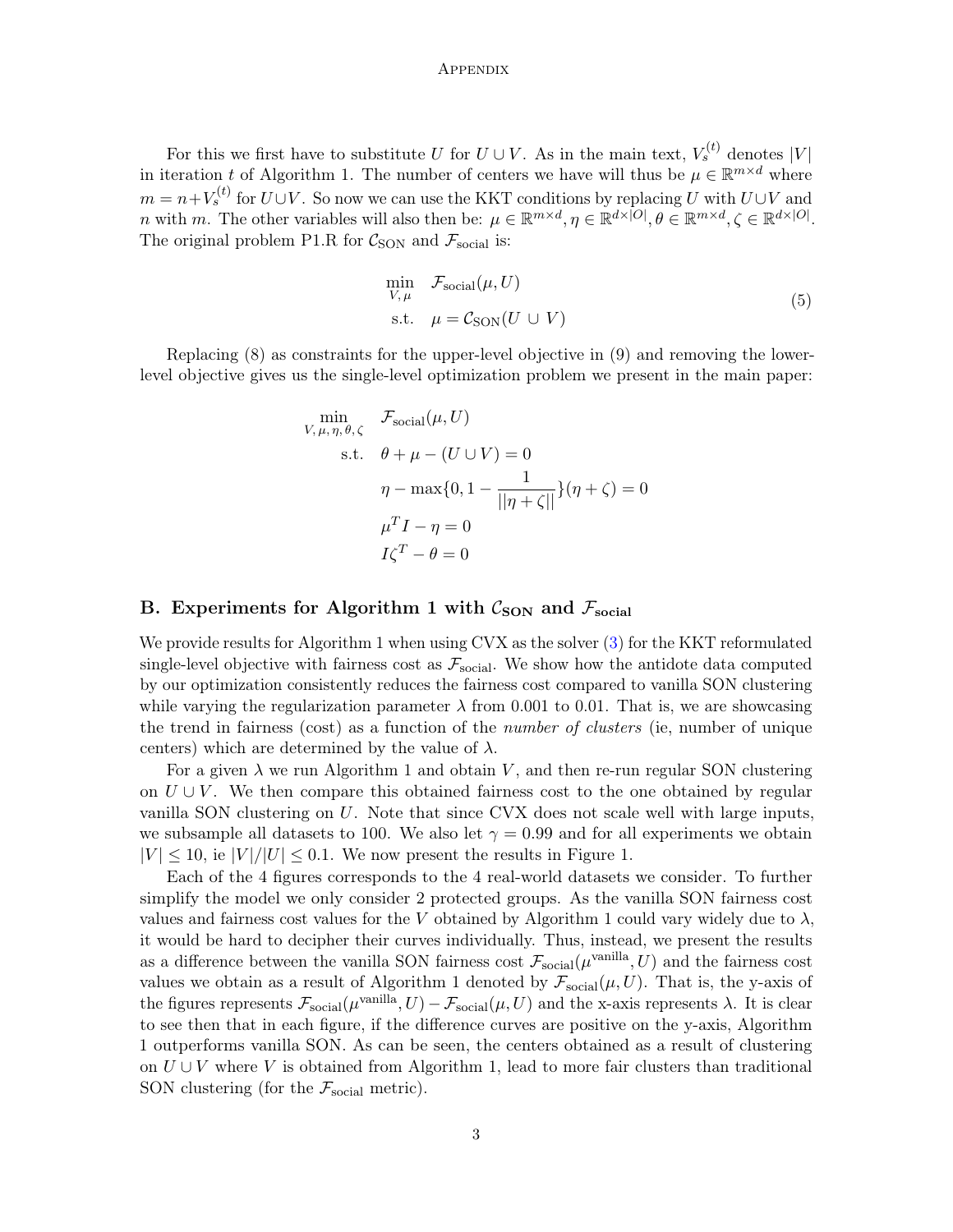For this we first have to substitute $U$ for $U \cup V$. As in the main text, $V_s^{(t)}$ denotes $|V|$ in iteration $t$ of Algorithm 1. The number of centers we have will thus be $\mu \in \mathbb{R}^{m \times d}$ where $m = n + V_s^{(t)}$ for $U \cup V$. So now we can use the KKT conditions by replacing $U$ with $U \cup V$ and $n$ with $m$. The other variables will also then be: $\mu \in \mathbb{R}^{m \times d}, \eta \in \mathbb{R}^{d \times |O|}, \theta \in \mathbb{R}^{m \times d}, \zeta \in \mathbb{R}^{d \times |O|}$. The original problem P1.R for $\mathcal{C}_{\text{SON}}$ and $\mathcal{F}_{\text{social}}$ is:

$$
\begin{aligned}
\min_{V,\, \mu} \quad & \mathcal{F}_{\text{social}}(\mu, U) \\
\text{s.t.} \quad & \mu = \mathcal{C}_{\text{SON}}(U \,\cup\, V)
\end{aligned} \tag{5}
$$

Replacing (8) as constraints for the upper-level objective in (9) and removing the lower-level objective gives us the single-level optimization problem we present in the main paper:

$$
\begin{aligned}
\min_{V,\, \mu,\, \eta,\, \theta,\, \zeta} \quad & \mathcal{F}_{\text{social}}(\mu, U) \\
\text{s.t.} \quad & \theta + \mu - (U \cup V) = 0 \\
& \eta - \max\{0, 1 - \frac{1}{||\eta + \zeta||}\}(\eta + \zeta) = 0 \\
& \mu^T I - \eta = 0 \\
& I \zeta^T - \theta = 0
\end{aligned}
$$

## B. Experiments for Algorithm 1 with $\mathcal{C}_{\text{SON}}$ and $\mathcal{F}_{\text{social}}$

We provide results for Algorithm 1 when using CVX as the solver (3) for the KKT reformulated single-level objective with fairness cost as $\mathcal{F}_{\text{social}}$. We show how the antidote data computed by our optimization consistently reduces the fairness cost compared to vanilla SON clustering while varying the regularization parameter $\lambda$ from 0.001 to 0.01. That is, we are showcasing the trend in fairness (cost) as a function of the *number of clusters* (ie, number of unique centers) which are determined by the value of $\lambda$.

For a given $\lambda$ we run Algorithm 1 and obtain $V$, and then re-run regular SON clustering on $U \cup V$. We then compare this obtained fairness cost to the one obtained by regular vanilla SON clustering on $U$. Note that since CVX does not scale well with large inputs, we subsample all datasets to 100. We also let $\gamma = 0.99$ and for all experiments we obtain $|V| \leq 10$, ie $|V|/|U| \leq 0.1$. We now present the results in Figure 1.

Each of the 4 figures corresponds to the 4 real-world datasets we consider. To further simplify the model we only consider 2 protected groups. As the vanilla SON fairness cost values and fairness cost values for the $V$ obtained by Algorithm 1 could vary widely due to $\lambda$, it would be hard to decipher their curves individually. Thus, instead, we present the results as a difference between the vanilla SON fairness cost $\mathcal{F}_{\text{social}}(\mu^{\text{vanilla}}, U)$ and the fairness cost values we obtain as a result of Algorithm 1 denoted by $\mathcal{F}_{\text{social}}(\mu, U)$. That is, the y-axis of the figures represents $\mathcal{F}_{\text{social}}(\mu^{\text{vanilla}}, U) - \mathcal{F}_{\text{social}}(\mu, U)$ and the x-axis represents $\lambda$. It is clear to see then that in each figure, if the difference curves are positive on the y-axis, Algorithm 1 outperforms vanilla SON. As can be seen, the centers obtained as a result of clustering on $U \cup V$ where $V$ is obtained from Algorithm 1, lead to more fair clusters than traditional SON clustering (for the $\mathcal{F}_{\text{social}}$ metric).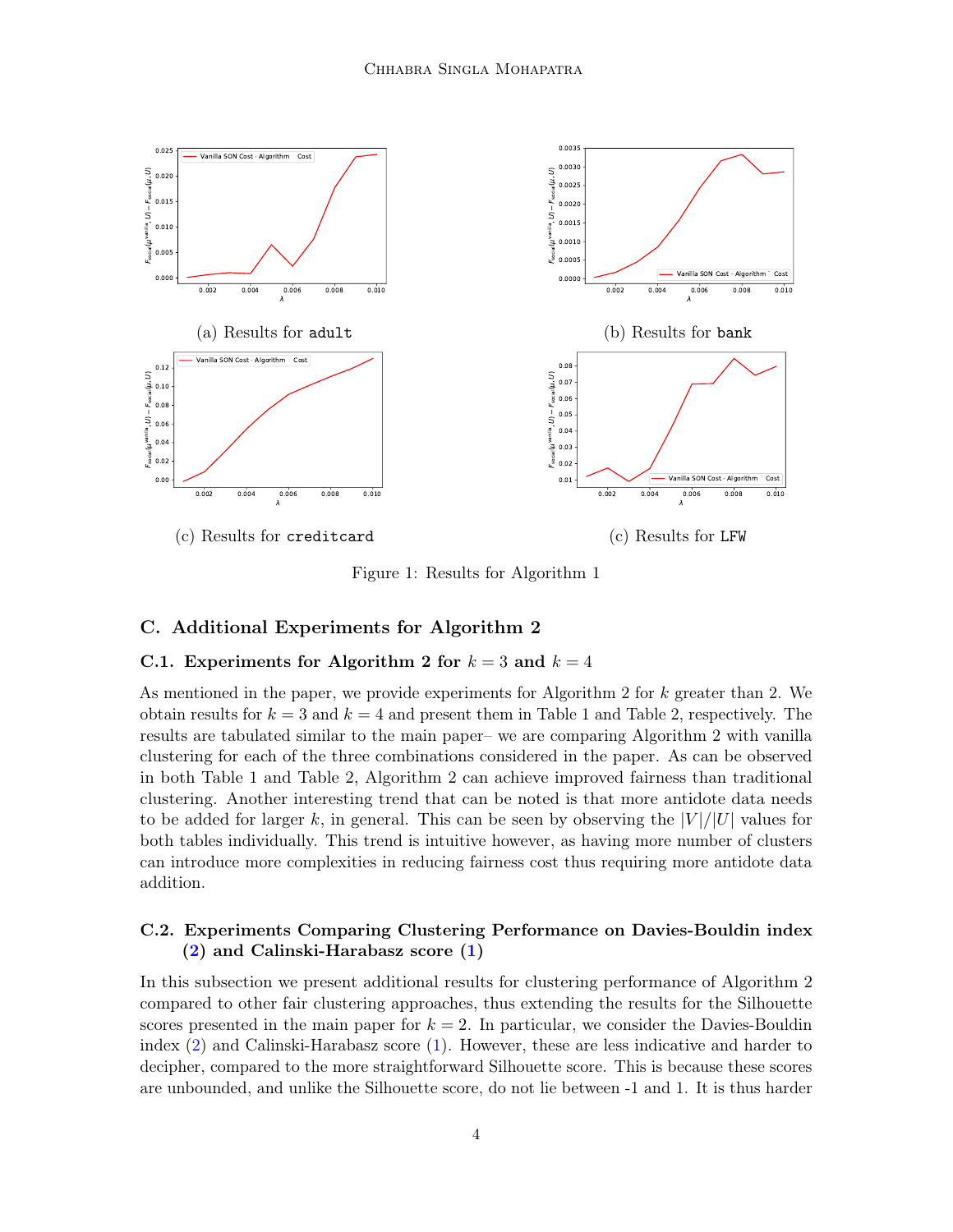(a) Results for `adult`

(b) Results for `bank`

(c) Results for `creditcard`

(c) Results for `LFW`

Figure 1: Results for Algorithm 1

## C. Additional Experiments for Algorithm 2

### C.1. Experiments for Algorithm 2 for $k = 3$ and $k = 4$

As mentioned in the paper, we provide experiments for Algorithm 2 for $k$ greater than 2. We obtain results for $k = 3$ and $k = 4$ and present them in Table 1 and Table 2, respectively. The results are tabulated similar to the main paper– we are comparing Algorithm 2 with vanilla clustering for each of the three combinations considered in the paper. As can be observed in both Table 1 and Table 2, Algorithm 2 can achieve improved fairness than traditional clustering. Another interesting trend that can be noted is that more antidote data needs to be added for larger $k$, in general. This can be seen by observing the $|V|/|U|$ values for both tables individually. This trend is intuitive however, as having more number of clusters can introduce more complexities in reducing fairness cost thus requiring more antidote data addition.

### C.2. Experiments Comparing Clustering Performance on Davies-Bouldin index (2) and Calinski-Harabasz score (1)

In this subsection we present additional results for clustering performance of Algorithm 2 compared to other fair clustering approaches, thus extending the results for the Silhouette scores presented in the main paper for $k = 2$. In particular, we consider the Davies-Bouldin index (2) and Calinski-Harabasz score (1). However, these are less indicative and harder to decipher, compared to the more straightforward Silhouette score. This is because these scores are unbounded, and unlike the Silhouette score, do not lie between -1 and 1. It is thus harder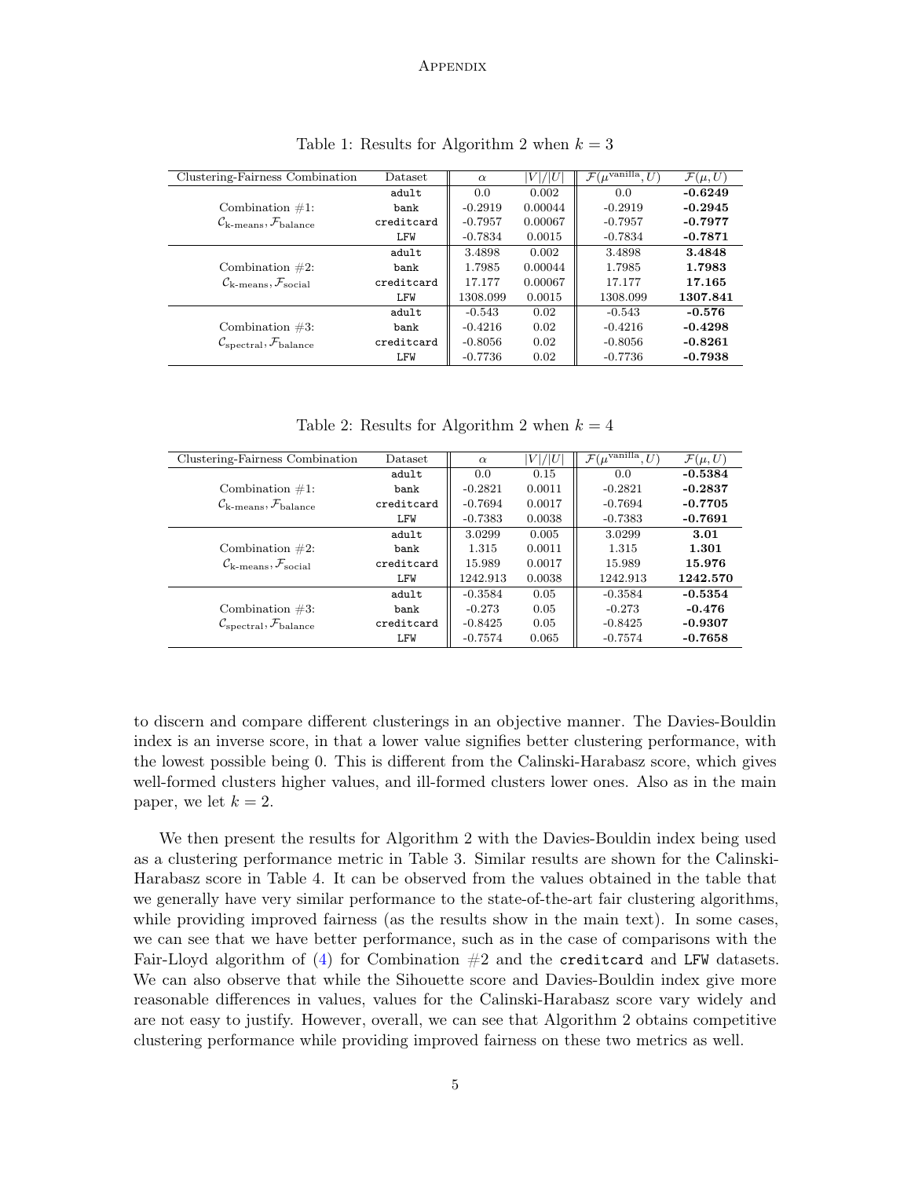Table 1: Results for Algorithm 2 when $k = 3$

| Clustering-Fairness Combination | Dataset | $\alpha$ | $\lvert V\rvert/\lvert U\rvert$ | $\mathcal{F}(\mu^{\text{vanilla}}, U)$ | $\mathcal{F}(\mu, U)$ |
|---|---|---|---|---|---|
| Combination #1: $\mathcal{C}_{\text{k-means}}, \mathcal{F}_{\text{balance}}$ | adult | 0.0 | 0.002 | 0.0 | **-0.6249** |
| | bank | -0.2919 | 0.00044 | -0.2919 | **-0.2945** |
| | creditcard | -0.7957 | 0.00067 | -0.7957 | **-0.7977** |
| | LFW | -0.7834 | 0.0015 | -0.7834 | **-0.7871** |
| Combination #2: $\mathcal{C}_{\text{k-means}}, \mathcal{F}_{\text{social}}$ | adult | 3.4898 | 0.002 | 3.4898 | **3.4848** |
| | bank | 1.7985 | 0.00044 | 1.7985 | **1.7983** |
| | creditcard | 17.177 | 0.00067 | 17.177 | **17.165** |
| | LFW | 1308.099 | 0.0015 | 1308.099 | **1307.841** |
| Combination #3: $\mathcal{C}_{\text{spectral}}, \mathcal{F}_{\text{balance}}$ | adult | -0.543 | 0.02 | -0.543 | **-0.576** |
| | bank | -0.4216 | 0.02 | -0.4216 | **-0.4298** |
| | creditcard | -0.8056 | 0.02 | -0.8056 | **-0.8261** |
| | LFW | -0.7736 | 0.02 | -0.7736 | **-0.7938** |

Table 2: Results for Algorithm 2 when $k = 4$

| Clustering-Fairness Combination | Dataset | $\alpha$ | $\lvert V\rvert/\lvert U\rvert$ | $\mathcal{F}(\mu^{\text{vanilla}}, U)$ | $\mathcal{F}(\mu, U)$ |
|---|---|---|---|---|---|
| Combination #1: $\mathcal{C}_{\text{k-means}}, \mathcal{F}_{\text{balance}}$ | adult | 0.0 | 0.15 | 0.0 | **-0.5384** |
| | bank | -0.2821 | 0.0011 | -0.2821 | **-0.2837** |
| | creditcard | -0.7694 | 0.0017 | -0.7694 | **-0.7705** |
| | LFW | -0.7383 | 0.0038 | -0.7383 | **-0.7691** |
| Combination #2: $\mathcal{C}_{\text{k-means}}, \mathcal{F}_{\text{social}}$ | adult | 3.0299 | 0.005 | 3.0299 | **3.01** |
| | bank | 1.315 | 0.0011 | 1.315 | **1.301** |
| | creditcard | 15.989 | 0.0017 | 15.989 | **15.976** |
| | LFW | 1242.913 | 0.0038 | 1242.913 | **1242.570** |
| Combination #3: $\mathcal{C}_{\text{spectral}}, \mathcal{F}_{\text{balance}}$ | adult | -0.3584 | 0.05 | -0.3584 | **-0.5354** |
| | bank | -0.273 | 0.05 | -0.273 | **-0.476** |
| | creditcard | -0.8425 | 0.05 | -0.8425 | **-0.9307** |
| | LFW | -0.7574 | 0.065 | -0.7574 | **-0.7658** |

to discern and compare different clusterings in an objective manner. The Davies-Bouldin index is an inverse score, in that a lower value signifies better clustering performance, with the lowest possible being 0. This is different from the Calinski-Harabasz score, which gives well-formed clusters higher values, and ill-formed clusters lower ones. Also as in the main paper, we let $k = 2$.

We then present the results for Algorithm 2 with the Davies-Bouldin index being used as a clustering performance metric in Table 3. Similar results are shown for the Calinski-Harabasz score in Table 4. It can be observed from the values obtained in the table that we generally have very similar performance to the state-of-the-art fair clustering algorithms, while providing improved fairness (as the results show in the main text). In some cases, we can see that we have better performance, such as in the case of comparisons with the Fair-Lloyd algorithm of (4) for Combination #2 and the creditcard and LFW datasets. We can also observe that while the Sihouette score and Davies-Bouldin index give more reasonable differences in values, values for the Calinski-Harabasz score vary widely and are not easy to justify. However, overall, we can see that Algorithm 2 obtains competitive clustering performance while providing improved fairness on these two metrics as well.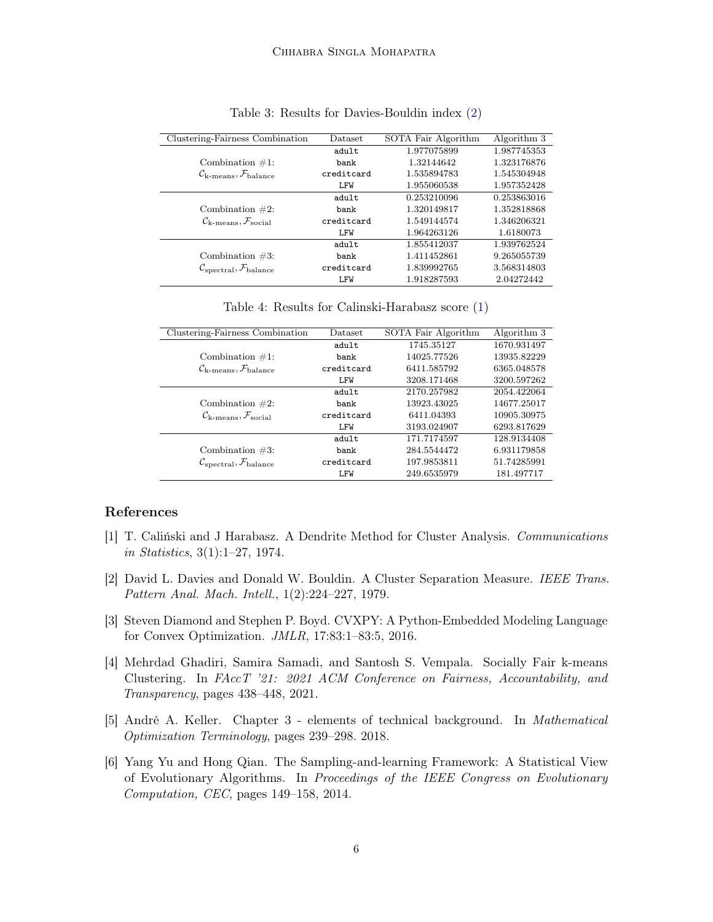Table 3: Results for Davies-Bouldin index (2)

| Clustering-Fairness Combination | Dataset | SOTA Fair Algorithm | Algorithm 3 |
|---|---|---|---|
| Combination #1: $\mathcal{C}_{\text{k-means}}, \mathcal{F}_{\text{balance}}$ | `adult` | 1.977075899 | 1.987745353 |
| | `bank` | 1.32144642 | 1.323176876 |
| | `creditcard` | 1.535894783 | 1.545304948 |
| | `LFW` | 1.955060538 | 1.957352428 |
| Combination #2: $\mathcal{C}_{\text{k-means}}, \mathcal{F}_{\text{social}}$ | `adult` | 0.253210096 | 0.253863016 |
| | `bank` | 1.320149817 | 1.352818868 |
| | `creditcard` | 1.549144574 | 1.346206321 |
| | `LFW` | 1.964263126 | 1.6180073 |
| Combination #3: $\mathcal{C}_{\text{spectral}}, \mathcal{F}_{\text{balance}}$ | `adult` | 1.855412037 | 1.939762524 |
| | `bank` | 1.411452861 | 9.265055739 |
| | `creditcard` | 1.839992765 | 3.568314803 |
| | `LFW` | 1.918287593 | 2.04272442 |

Table 4: Results for Calinski-Harabasz score (1)

| Clustering-Fairness Combination | Dataset | SOTA Fair Algorithm | Algorithm 3 |
|---|---|---|---|
| Combination #1: $\mathcal{C}_{\text{k-means}}, \mathcal{F}_{\text{balance}}$ | `adult` | 1745.35127 | 1670.931497 |
| | `bank` | 14025.77526 | 13935.82229 |
| | `creditcard` | 6411.585792 | 6365.048578 |
| | `LFW` | 3208.171468 | 3200.597262 |
| Combination #2: $\mathcal{C}_{\text{k-means}}, \mathcal{F}_{\text{social}}$ | `adult` | 2170.257982 | 2054.422064 |
| | `bank` | 13923.43025 | 14677.25017 |
| | `creditcard` | 6411.04393 | 10905.30975 |
| | `LFW` | 3193.024907 | 6293.817629 |
| Combination #3: $\mathcal{C}_{\text{spectral}}, \mathcal{F}_{\text{balance}}$ | `adult` | 171.7174597 | 128.9134408 |
| | `bank` | 284.5544472 | 6.931179858 |
| | `creditcard` | 197.9853811 | 51.74285991 |
| | `LFW` | 249.6535979 | 181.497717 |

## References

[1] T. Caliński and J Harabasz. A Dendrite Method for Cluster Analysis. *Communications in Statistics*, 3(1):1–27, 1974.

[2] David L. Davies and Donald W. Bouldin. A Cluster Separation Measure. *IEEE Trans. Pattern Anal. Mach. Intell.*, 1(2):224–227, 1979.

[3] Steven Diamond and Stephen P. Boyd. CVXPY: A Python-Embedded Modeling Language for Convex Optimization. *JMLR*, 17:83:1–83:5, 2016.

[4] Mehrdad Ghadiri, Samira Samadi, and Santosh S. Vempala. Socially Fair k-means Clustering. In *FAccT '21: 2021 ACM Conference on Fairness, Accountability, and Transparency*, pages 438–448, 2021.

[5] André A. Keller. Chapter 3 - elements of technical background. In *Mathematical Optimization Terminology*, pages 239–298. 2018.

[6] Yang Yu and Hong Qian. The Sampling-and-learning Framework: A Statistical View of Evolutionary Algorithms. In *Proceedings of the IEEE Congress on Evolutionary Computation, CEC*, pages 149–158, 2014.